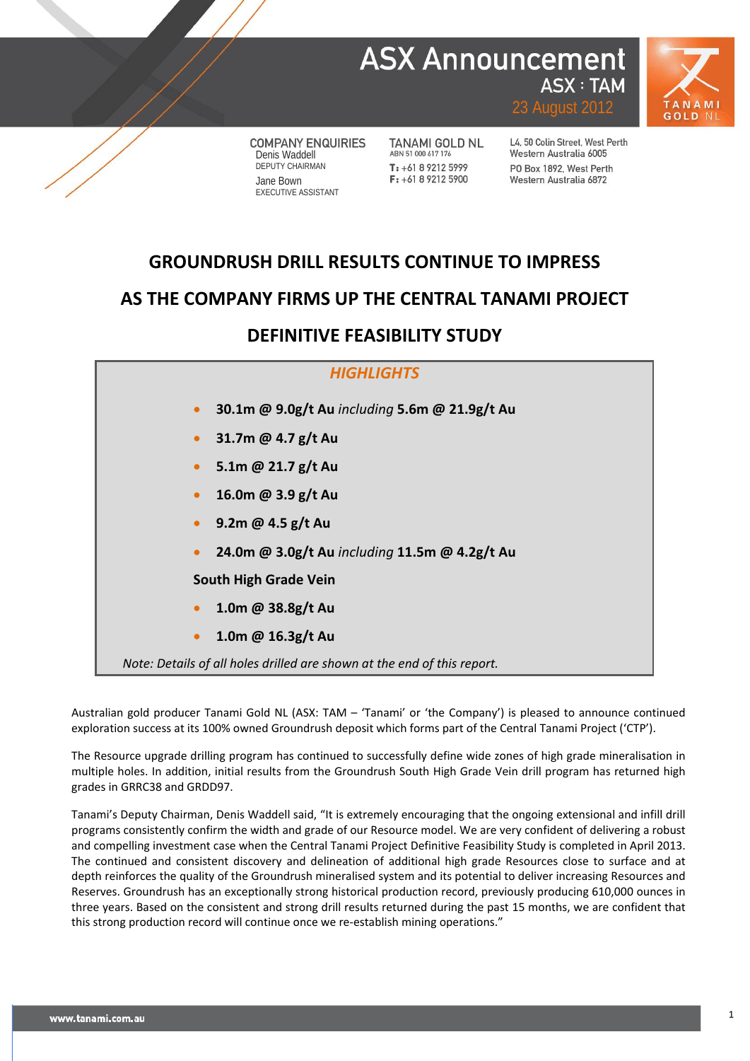# ASX Announcement

**ASX : TAM**

23 August 2012

COMPANY ENQUIRIES
Denis Waddell
DEPUTY CHAIRMAN
Jane Bown
EXECUTIVE ASSISTANT

TANAMI GOLD NL
ABN 51 000 617 176
T: +61 8 9212 5999
F: +61 8 9212 5900

L4, 50 Colin Street, West Perth
Western Australia 6005
PO Box 1892, West Perth
Western Australia 6872

## GROUNDRUSH DRILL RESULTS CONTINUE TO IMPRESS AS THE COMPANY FIRMS UP THE CENTRAL TANAMI PROJECT DEFINITIVE FEASIBILITY STUDY

### *HIGHLIGHTS*

- **30.1m @ 9.0g/t Au** *including* **5.6m @ 21.9g/t Au**
- **31.7m @ 4.7 g/t Au**
- **5.1m @ 21.7 g/t Au**
- **16.0m @ 3.9 g/t Au**
- **9.2m @ 4.5 g/t Au**
- **24.0m @ 3.0g/t Au** *including* **11.5m @ 4.2g/t Au**

**South High Grade Vein**

- **1.0m @ 38.8g/t Au**
- **1.0m @ 16.3g/t Au**

*Note: Details of all holes drilled are shown at the end of this report.*

Australian gold producer Tanami Gold NL (ASX: TAM – 'Tanami' or 'the Company') is pleased to announce continued exploration success at its 100% owned Groundrush deposit which forms part of the Central Tanami Project ('CTP').

The Resource upgrade drilling program has continued to successfully define wide zones of high grade mineralisation in multiple holes. In addition, initial results from the Groundrush South High Grade Vein drill program has returned high grades in GRRC38 and GRDD97.

Tanami's Deputy Chairman, Denis Waddell said, "It is extremely encouraging that the ongoing extensional and infill drill programs consistently confirm the width and grade of our Resource model. We are very confident of delivering a robust and compelling investment case when the Central Tanami Project Definitive Feasibility Study is completed in April 2013. The continued and consistent discovery and delineation of additional high grade Resources close to surface and at depth reinforces the quality of the Groundrush mineralised system and its potential to deliver increasing Resources and Reserves. Groundrush has an exceptionally strong historical production record, previously producing 610,000 ounces in three years. Based on the consistent and strong drill results returned during the past 15 months, we are confident that this strong production record will continue once we re-establish mining operations."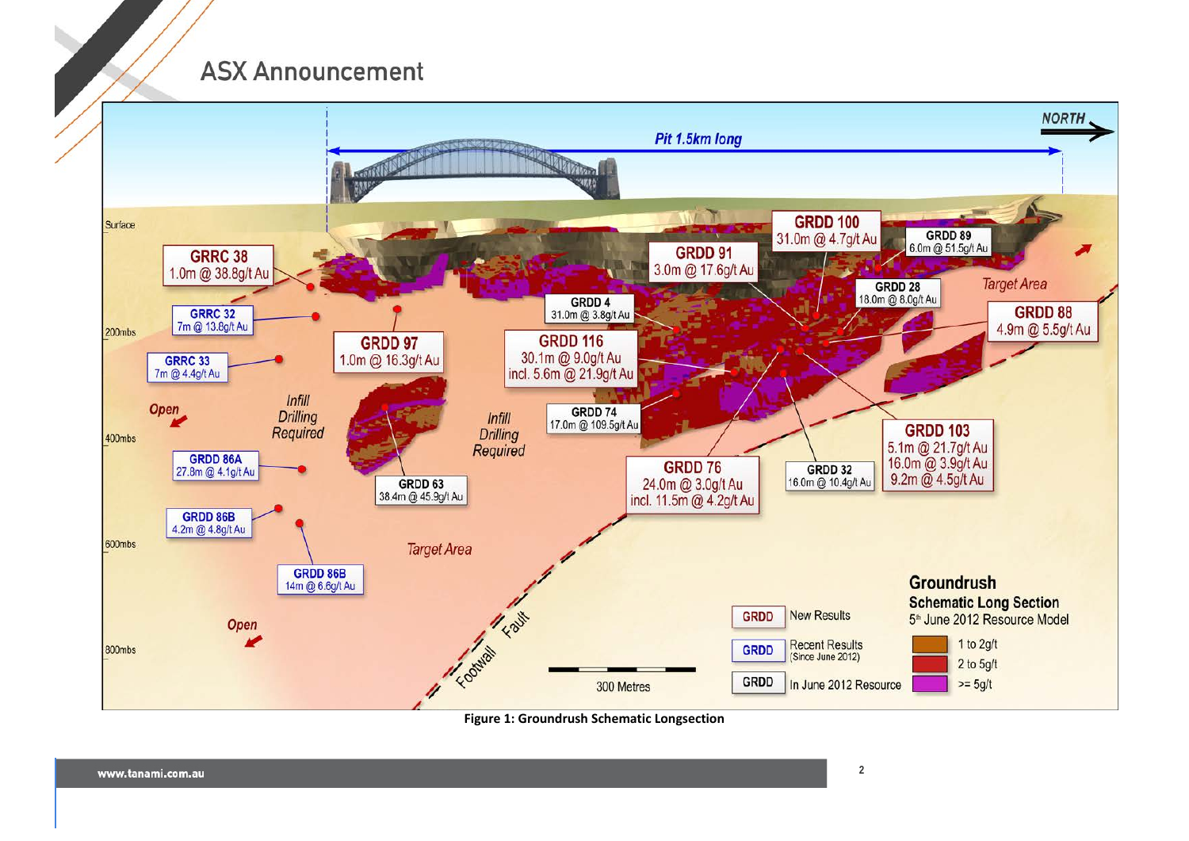NORTH

Pit 1.5km long

Surface

200mbs

400mbs

600mbs

800mbs

**GRRC 38**
1.0m @ 38.8g/t Au

**GRRC 32**
7m @ 13.8g/t Au

**GRRC 33**
7m @ 4.4g/t Au

**GRDD 97**
1.0m @ 16.3g/t Au

**GRDD 4**
31.0m @ 3.8g/t Au

**GRDD 91**
3.0m @ 17.6g/t Au

**GRDD 100**
31.0m @ 4.7g/t Au

**GRDD 89**
6.0m @ 51.5g/t Au

**GRDD 28**
18.0m @ 8.0g/t Au

**GRDD 88**
4.9m @ 5.5g/t Au

**GRDD 116**
30.1m @ 9.0g/t Au
incl. 5.6m @ 21.9g/t Au

**GRDD 74**
17.0m @ 109.5g/t Au

**GRDD 63**
38.4m @ 45.9g/t Au

**GRDD 76**
24.0m @ 3.0g/t Au
incl. 11.5m @ 4.2g/t Au

**GRDD 32**
16.0m @ 10.4g/t Au

**GRDD 103**
5.1m @ 21.7g/t Au
16.0m @ 3.9g/t Au
9.2m @ 4.5g/t Au

**GRDD 86A**
27.8m @ 4.1g/t Au

**GRDD 86B**
4.2m @ 4.8g/t Au

**GRDD 86B**
14m @ 6.6g/t Au

Open

Infill Drilling Required

Infill Drilling Required

Target Area

Target Area

Open

Footwall Fault

300 Metres

| Legend | |
|---|---|
| GRDD | New Results |
| GRDD | Recent Results (Since June 2012) |
| GRDD | In June 2012 Resource |

**Groundrush**
**Schematic Long Section**
5th June 2012 Resource Model

| Grade | |
|---|---|
| 1 to 2g/t | |
| 2 to 5g/t | |
| >= 5g/t | |

**Figure 1: Groundrush Schematic Longsection**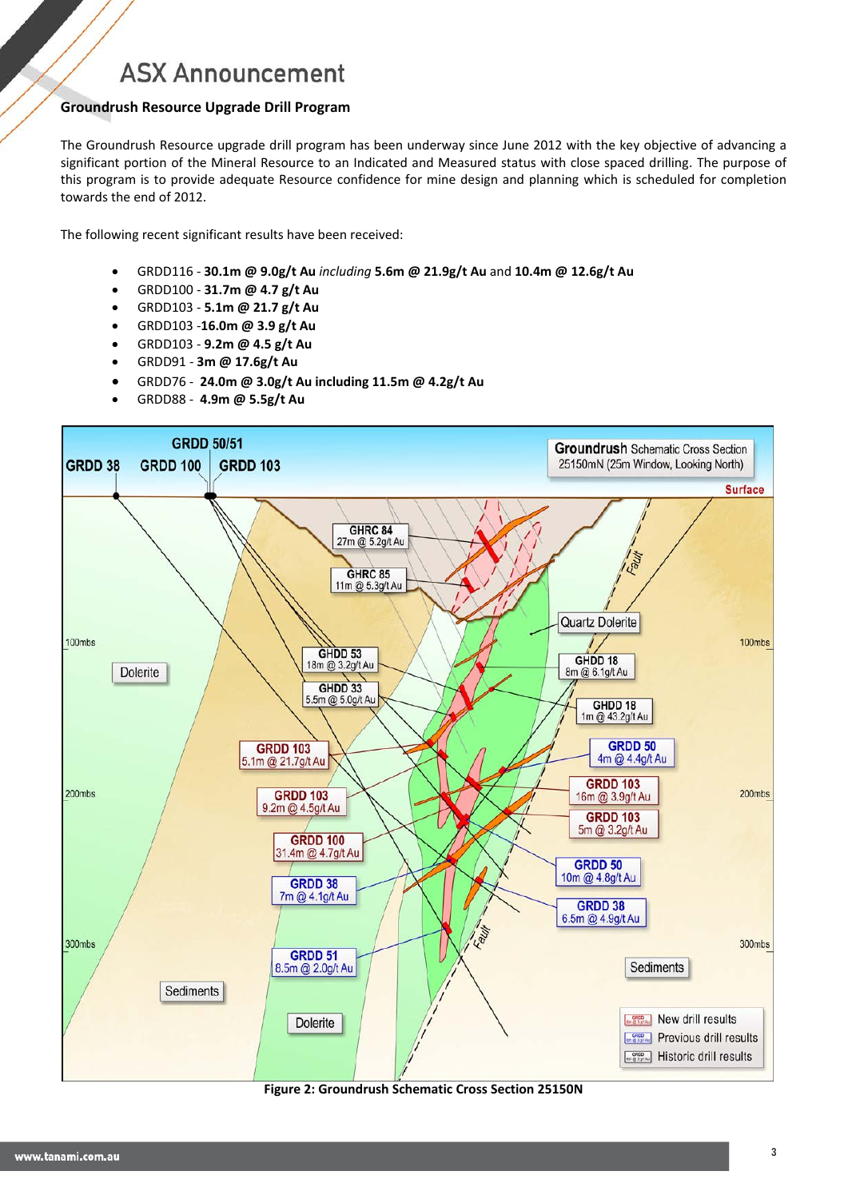## Groundrush Resource Upgrade Drill Program

The Groundrush Resource upgrade drill program has been underway since June 2012 with the key objective of advancing a significant portion of the Mineral Resource to an Indicated and Measured status with close spaced drilling. The purpose of this program is to provide adequate Resource confidence for mine design and planning which is scheduled for completion towards the end of 2012.

The following recent significant results have been received:

- GRDD116 - **30.1m @ 9.0g/t Au** *including* **5.6m @ 21.9g/t Au** and **10.4m @ 12.6g/t Au**
- GRDD100 - **31.7m @ 4.7 g/t Au**
- GRDD103 - **5.1m @ 21.7 g/t Au**
- GRDD103 -**16.0m @ 3.9 g/t Au**
- GRDD103 - **9.2m @ 4.5 g/t Au**
- GRDD91 - **3m @ 17.6g/t Au**
- GRDD76 - **24.0m @ 3.0g/t Au including 11.5m @ 4.2g/t Au**
- GRDD88 - **4.9m @ 5.5g/t Au**

**Figure 2: Groundrush Schematic Cross Section 25150N**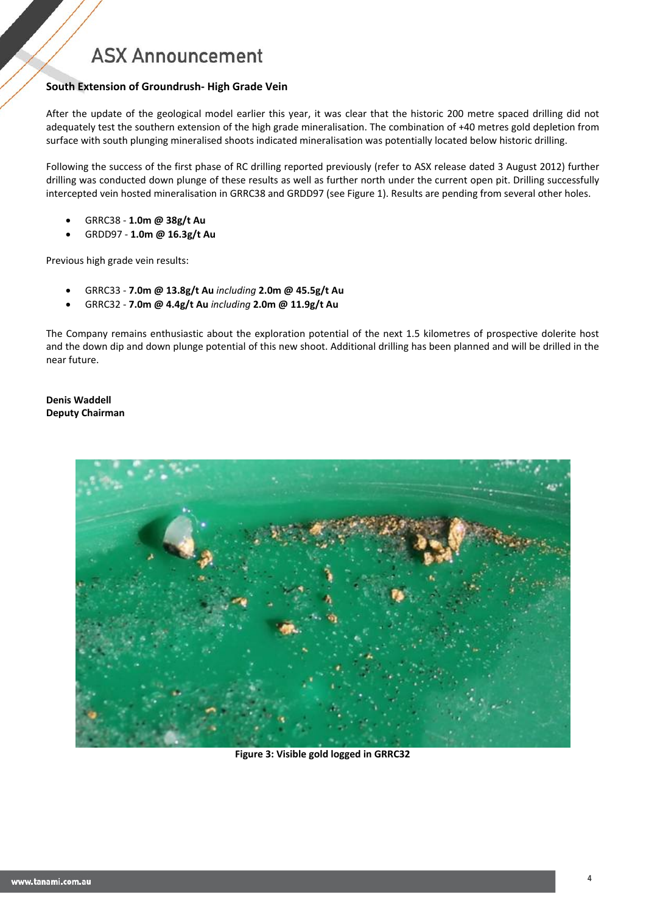**South Extension of Groundrush- High Grade Vein**

After the update of the geological model earlier this year, it was clear that the historic 200 metre spaced drilling did not adequately test the southern extension of the high grade mineralisation. The combination of +40 metres gold depletion from surface with south plunging mineralised shoots indicated mineralisation was potentially located below historic drilling.

Following the success of the first phase of RC drilling reported previously (refer to ASX release dated 3 August 2012) further drilling was conducted down plunge of these results as well as further north under the current open pit. Drilling successfully intercepted vein hosted mineralisation in GRRC38 and GRDD97 (see Figure 1). Results are pending from several other holes.

- GRRC38 - **1.0m @ 38g/t Au**
- GRDD97 - **1.0m @ 16.3g/t Au**

Previous high grade vein results:

- GRRC33 - **7.0m @ 13.8g/t Au** *including* **2.0m @ 45.5g/t Au**
- GRRC32 - **7.0m @ 4.4g/t Au** *including* **2.0m @ 11.9g/t Au**

The Company remains enthusiastic about the exploration potential of the next 1.5 kilometres of prospective dolerite host and the down dip and down plunge potential of this new shoot. Additional drilling has been planned and will be drilled in the near future.

**Denis Waddell**
**Deputy Chairman**

**Figure 3: Visible gold logged in GRRC32**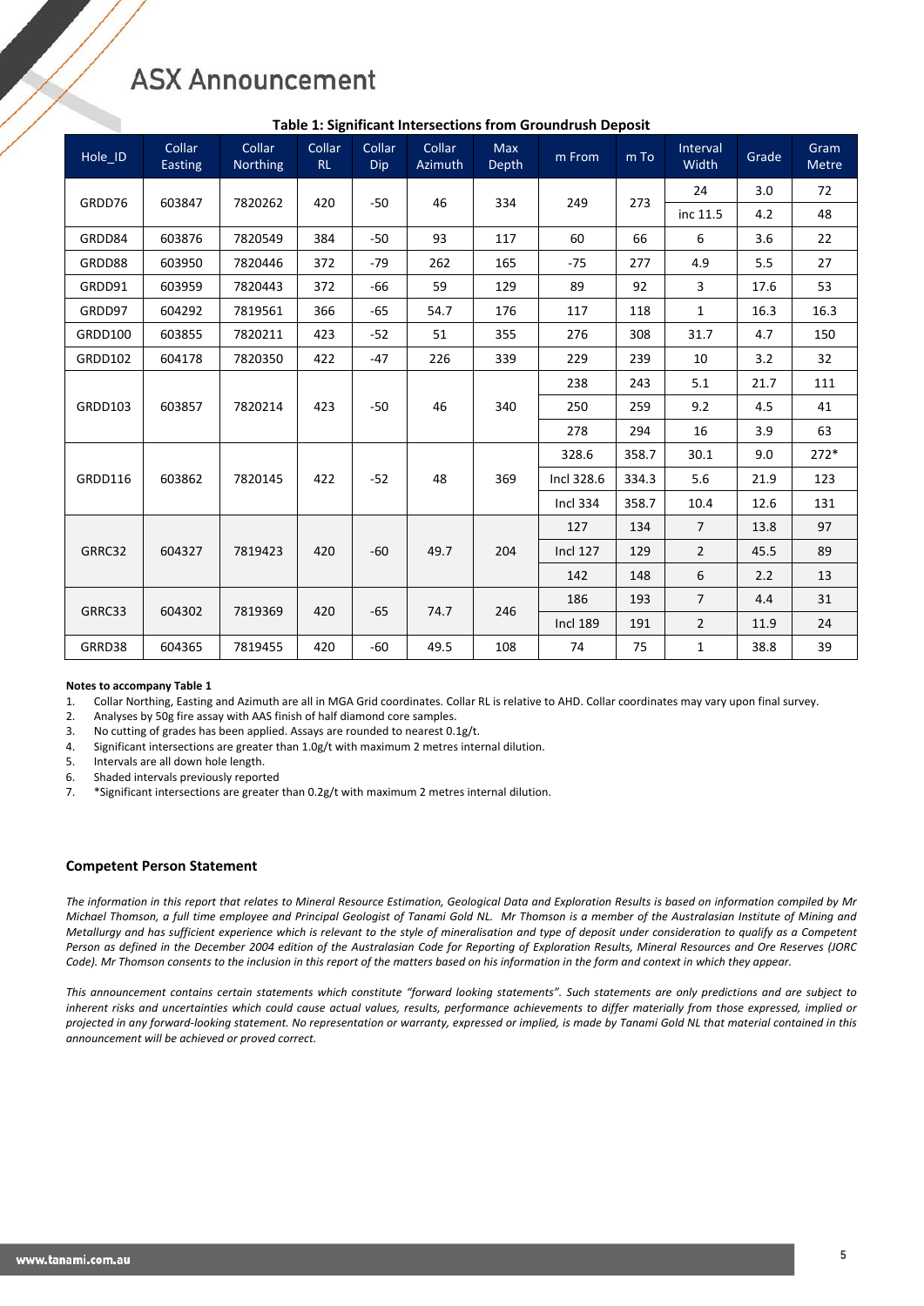# ASX Announcement

**Table 1: Significant Intersections from Groundrush Deposit**

| Hole_ID | Collar Easting | Collar Northing | Collar RL | Collar Dip | Collar Azimuth | Max Depth | m From | m To | Interval Width | Grade | Gram Metre |
|---|---|---|---|---|---|---|---|---|---|---|---|
| GRDD76 | 603847 | 7820262 | 420 | -50 | 46 | 334 | 249 | 273 | 24 | 3.0 | 72 |
| | | | | | | | | | inc 11.5 | 4.2 | 48 |
| GRDD84 | 603876 | 7820549 | 384 | -50 | 93 | 117 | 60 | 66 | 6 | 3.6 | 22 |
| GRDD88 | 603950 | 7820446 | 372 | -79 | 262 | 165 | -75 | 277 | 4.9 | 5.5 | 27 |
| GRDD91 | 603959 | 7820443 | 372 | -66 | 59 | 129 | 89 | 92 | 3 | 17.6 | 53 |
| GRDD97 | 604292 | 7819561 | 366 | -65 | 54.7 | 176 | 117 | 118 | 1 | 16.3 | 16.3 |
| GRDD100 | 603855 | 7820211 | 423 | -52 | 51 | 355 | 276 | 308 | 31.7 | 4.7 | 150 |
| GRDD102 | 604178 | 7820350 | 422 | -47 | 226 | 339 | 229 | 239 | 10 | 3.2 | 32 |
| GRDD103 | 603857 | 7820214 | 423 | -50 | 46 | 340 | 238 | 243 | 5.1 | 21.7 | 111 |
| | | | | | | | 250 | 259 | 9.2 | 4.5 | 41 |
| | | | | | | | 278 | 294 | 16 | 3.9 | 63 |
| GRDD116 | 603862 | 7820145 | 422 | -52 | 48 | 369 | 328.6 | 358.7 | 30.1 | 9.0 | 272* |
| | | | | | | | Incl 328.6 | 334.3 | 5.6 | 21.9 | 123 |
| | | | | | | | Incl 334 | 358.7 | 10.4 | 12.6 | 131 |
| GRRC32 | 604327 | 7819423 | 420 | -60 | 49.7 | 204 | 127 | 134 | 7 | 13.8 | 97 |
| | | | | | | | Incl 127 | 129 | 2 | 45.5 | 89 |
| | | | | | | | 142 | 148 | 6 | 2.2 | 13 |
| GRRC33 | 604302 | 7819369 | 420 | -65 | 74.7 | 246 | 186 | 193 | 7 | 4.4 | 31 |
| | | | | | | | Incl 189 | 191 | 2 | 11.9 | 24 |
| GRRD38 | 604365 | 7819455 | 420 | -60 | 49.5 | 108 | 74 | 75 | 1 | 38.8 | 39 |

**Notes to accompany Table 1**

1. Collar Northing, Easting and Azimuth are all in MGA Grid coordinates. Collar RL is relative to AHD. Collar coordinates may vary upon final survey.
2. Analyses by 50g fire assay with AAS finish of half diamond core samples.
3. No cutting of grades has been applied. Assays are rounded to nearest 0.1g/t.
4. Significant intersections are greater than 1.0g/t with maximum 2 metres internal dilution.
5. Intervals are all down hole length.
6. Shaded intervals previously reported
7. *Significant intersections are greater than 0.2g/t with maximum 2 metres internal dilution.

### Competent Person Statement

*The information in this report that relates to Mineral Resource Estimation, Geological Data and Exploration Results is based on information compiled by Mr Michael Thomson, a full time employee and Principal Geologist of Tanami Gold NL. Mr Thomson is a member of the Australasian Institute of Mining and Metallurgy and has sufficient experience which is relevant to the style of mineralisation and type of deposit under consideration to qualify as a Competent Person as defined in the December 2004 edition of the Australasian Code for Reporting of Exploration Results, Mineral Resources and Ore Reserves (JORC Code). Mr Thomson consents to the inclusion in this report of the matters based on his information in the form and context in which they appear.*

*This announcement contains certain statements which constitute "forward looking statements". Such statements are only predictions and are subject to inherent risks and uncertainties which could cause actual values, results, performance achievements to differ materially from those expressed, implied or projected in any forward-looking statement. No representation or warranty, expressed or implied, is made by Tanami Gold NL that material contained in this announcement will be achieved or proved correct.*